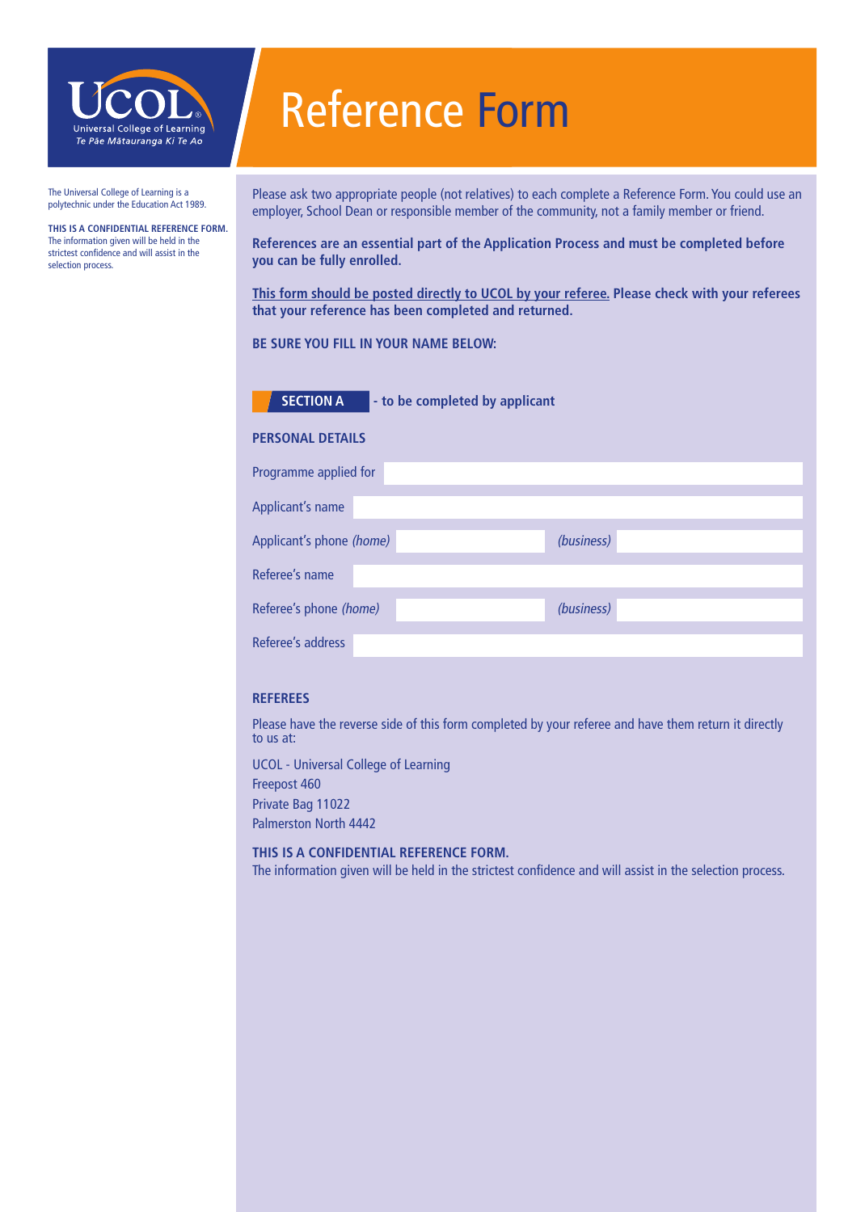UCOL
Universal College of Learning
Te Pāe Mātauranga Ki Te Ao

# Reference Form

The Universal College of Learning is a polytechnic under the Education Act 1989.

**THIS IS A CONFIDENTIAL REFERENCE FORM.** The information given will be held in the strictest confidence and will assist in the selection process.

Please ask two appropriate people (not relatives) to each complete a Reference Form. You could use an employer, School Dean or responsible member of the community, not a family member or friend.

**References are an essential part of the Application Process and must be completed before you can be fully enrolled.**

**<u>This form should be posted directly to UCOL by your referee.</u> Please check with your referees that your reference has been completed and returned.**

**BE SURE YOU FILL IN YOUR NAME BELOW:**

## SECTION A - to be completed by applicant

### PERSONAL DETAILS

| | | | |
|---|---|---|---|
| Programme applied for | | | |
| Applicant's name | | | |
| Applicant's phone *(home)* | | *(business)* | |
| Referee's name | | | |
| Referee's phone *(home)* | | *(business)* | |
| Referee's address | | | |

### REFEREES

Please have the reverse side of this form completed by your referee and have them return it directly to us at:

UCOL - Universal College of Learning
Freepost 460
Private Bag 11022
Palmerston North 4442

**THIS IS A CONFIDENTIAL REFERENCE FORM.**
The information given will be held in the strictest confidence and will assist in the selection process.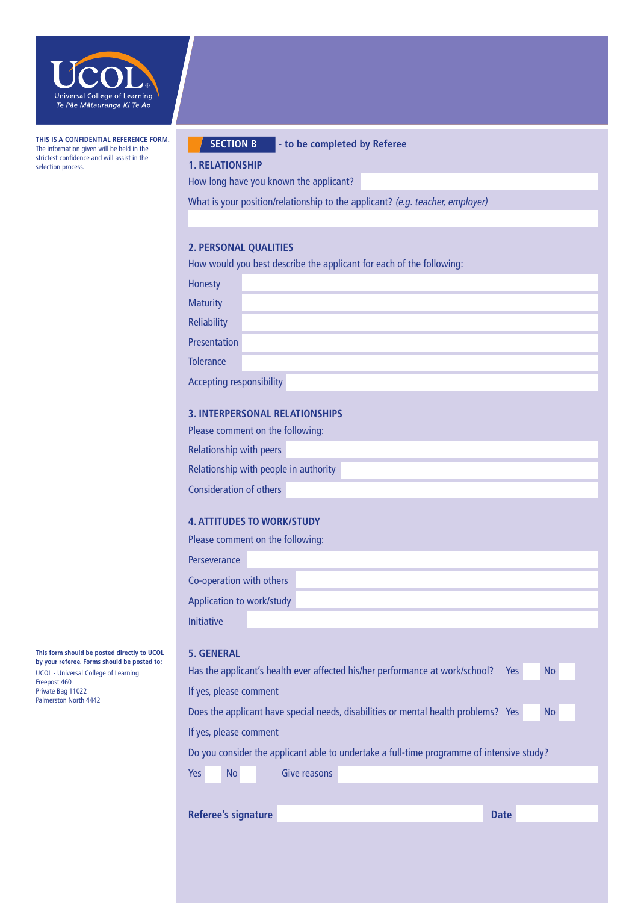UCOL
Universal College of Learning
*Te Pāe Mātauranga Ki Te Ao*

**THIS IS A CONFIDENTIAL REFERENCE FORM.**
The information given will be held in the strictest confidence and will assist in the selection process.

## SECTION B - to be completed by Referee

### 1. RELATIONSHIP

How long have you known the applicant?

What is your position/relationship to the applicant? *(e.g. teacher, employer)*

### 2. PERSONAL QUALITIES

How would you best describe the applicant for each of the following:

Honesty

Maturity

Reliability

Presentation

Tolerance

Accepting responsibility

### 3. INTERPERSONAL RELATIONSHIPS

Please comment on the following:

Relationship with peers

Relationship with people in authority

Consideration of others

### 4. ATTITUDES TO WORK/STUDY

Please comment on the following:

Perseverance

Co-operation with others

Application to work/study

Initiative

### 5. GENERAL

Has the applicant's health ever affected his/her performance at work/school? Yes No

If yes, please comment

Does the applicant have special needs, disabilities or mental health problems? Yes No

If yes, please comment

Do you consider the applicant able to undertake a full-time programme of intensive study?

Yes No Give reasons

**Referee's signature** **Date**

**This form should be posted directly to UCOL by your referee. Forms should be posted to:**

UCOL - Universal College of Learning
Freepost 460
Private Bag 11022
Palmerston North 4442